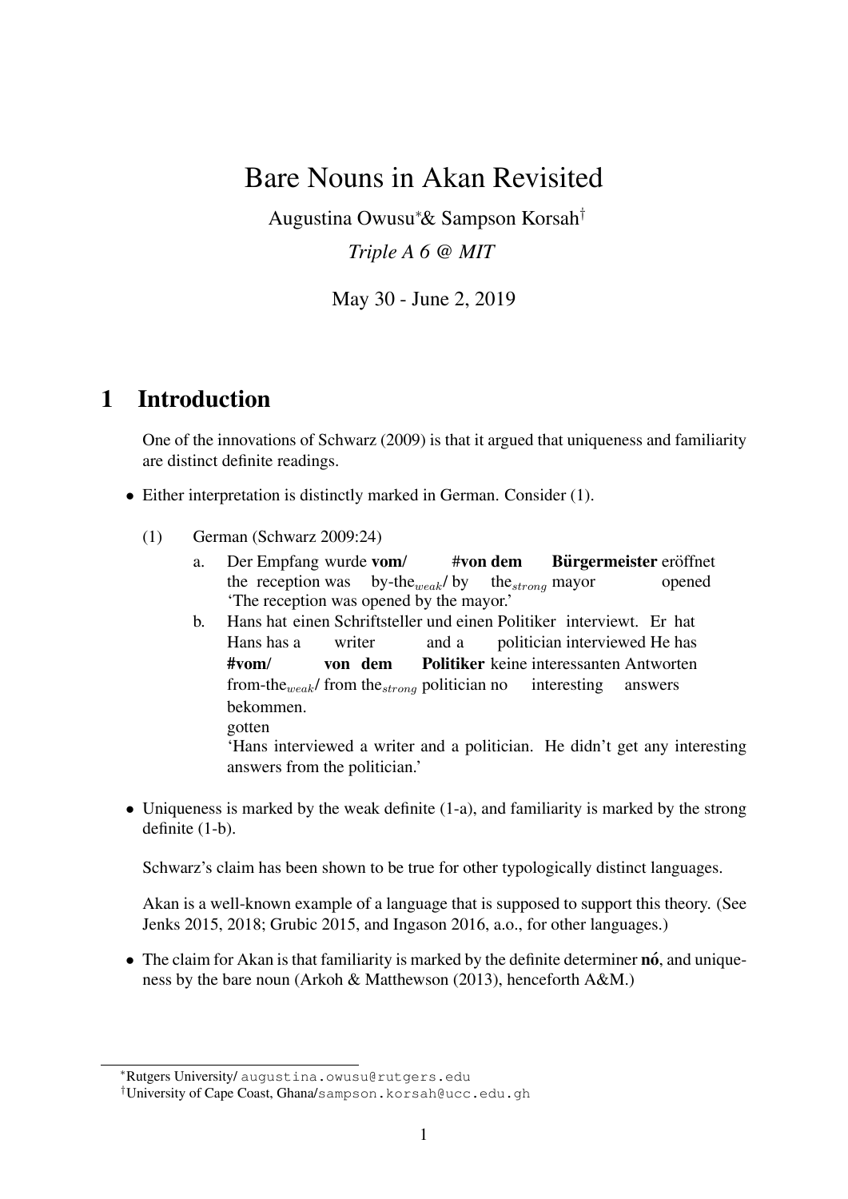# Bare Nouns in Akan Revisited

Augustina Owusu[*]& Sampson Korsah[†]

*Triple A 6 @ MIT*

May 30 - June 2, 2019

## 1 Introduction

One of the innovations of Schwarz (2009) is that it argued that uniqueness and familiarity are distinct definite readings.

- Either interpretation is distinctly marked in German. Consider (1).

(1) German (Schwarz 2009:24)

a. Der Empfang wurde **vom/** **#von dem** **Bürgermeister** eröffnet
   the reception was by-the$_{weak}$/ by the$_{strong}$ mayor opened
   'The reception was opened by the mayor.'

b. Hans hat einen Schriftsteller und einen Politiker interviewt. Er hat
   Hans has a writer and a politician interviewed He has
   **#vom/** **von dem** **Politiker** keine interessanten Antworten
   from-the$_{weak}$/ from the$_{strong}$ politician no interesting answers
   bekommen.
   gotten
   'Hans interviewed a writer and a politician. He didn't get any interesting answers from the politician.'

- Uniqueness is marked by the weak definite (1-a), and familiarity is marked by the strong definite (1-b).

  Schwarz's claim has been shown to be true for other typologically distinct languages.

  Akan is a well-known example of a language that is supposed to support this theory. (See Jenks 2015, 2018; Grubic 2015, and Ingason 2016, a.o., for other languages.)

- The claim for Akan is that familiarity is marked by the definite determiner **nó**, and uniqueness by the bare noun (Arkoh & Matthewson (2013), henceforth A&M.)

---

[*]Rutgers University/ augustina.owusu@rutgers.edu

[†]University of Cape Coast, Ghana/sampson.korsah@ucc.edu.gh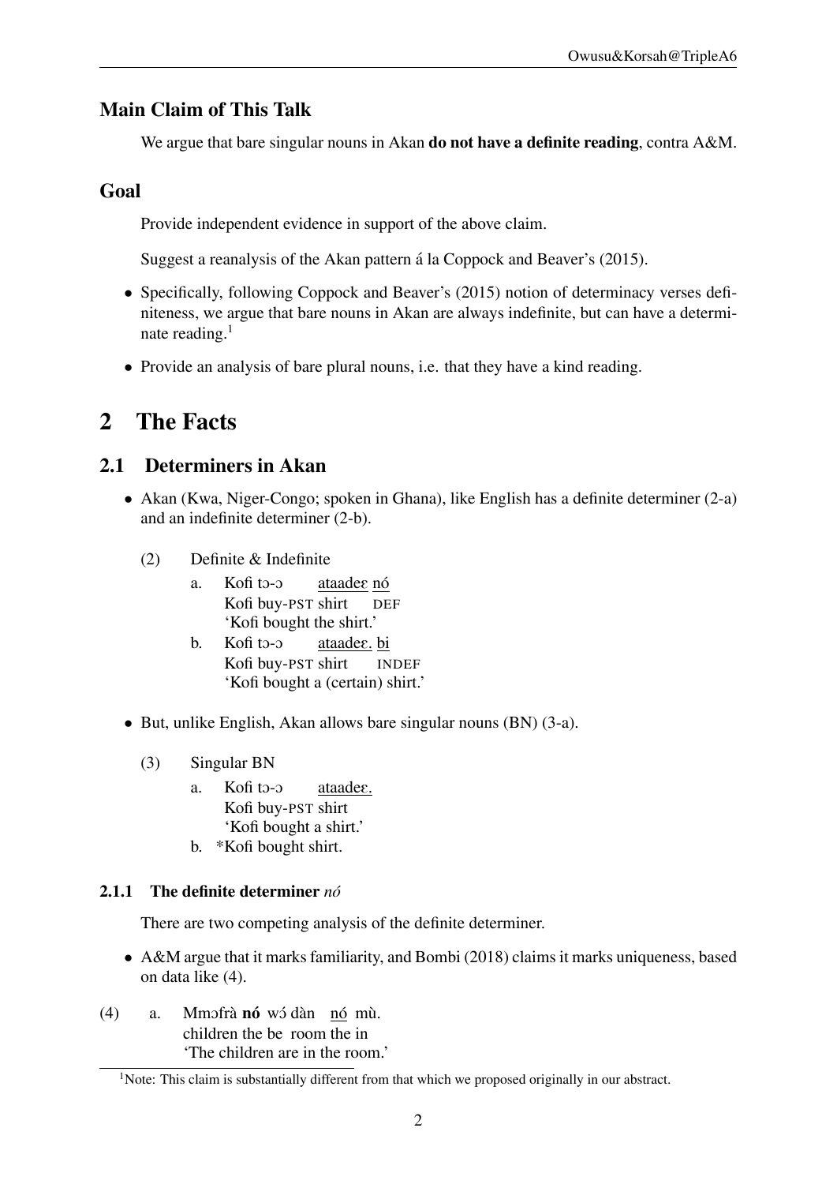### Main Claim of This Talk

We argue that bare singular nouns in Akan **do not have a definite reading**, contra A&M.

### Goal

Provide independent evidence in support of the above claim.

Suggest a reanalysis of the Akan pattern á la Coppock and Beaver's (2015).

- Specifically, following Coppock and Beaver's (2015) notion of determinacy verses definiteness, we argue that bare nouns in Akan are always indefinite, but can have a determinate reading.[1]
- Provide an analysis of bare plural nouns, i.e. that they have a kind reading.

# 2 The Facts

## 2.1 Determiners in Akan

- Akan (Kwa, Niger-Congo; spoken in Ghana), like English has a definite determiner (2-a) and an indefinite determiner (2-b).

(2) Definite & Indefinite

a. Kofi tɔ-ɔ ataadeɛ nó
   Kofi buy-PST shirt DEF
   'Kofi bought the shirt.'

b. Kofi tɔ-ɔ ataadeɛ. bi
   Kofi buy-PST shirt INDEF
   'Kofi bought a (certain) shirt.'

- But, unlike English, Akan allows bare singular nouns (BN) (3-a).

(3) Singular BN

a. Kofi tɔ-ɔ ataadeɛ.
   Kofi buy-PST shirt
   'Kofi bought a shirt.'

b. *Kofi bought shirt.

#### 2.1.1 The definite determiner *nó*

There are two competing analysis of the definite determiner.

- A&M argue that it marks familiarity, and Bombi (2018) claims it marks uniqueness, based on data like (4).

(4) a. Mmɔfrà **nó** wɔ́ dàn nó mù.
   children the be room the in
   'The children are in the room.'

[1] Note: This claim is substantially different from that which we proposed originally in our abstract.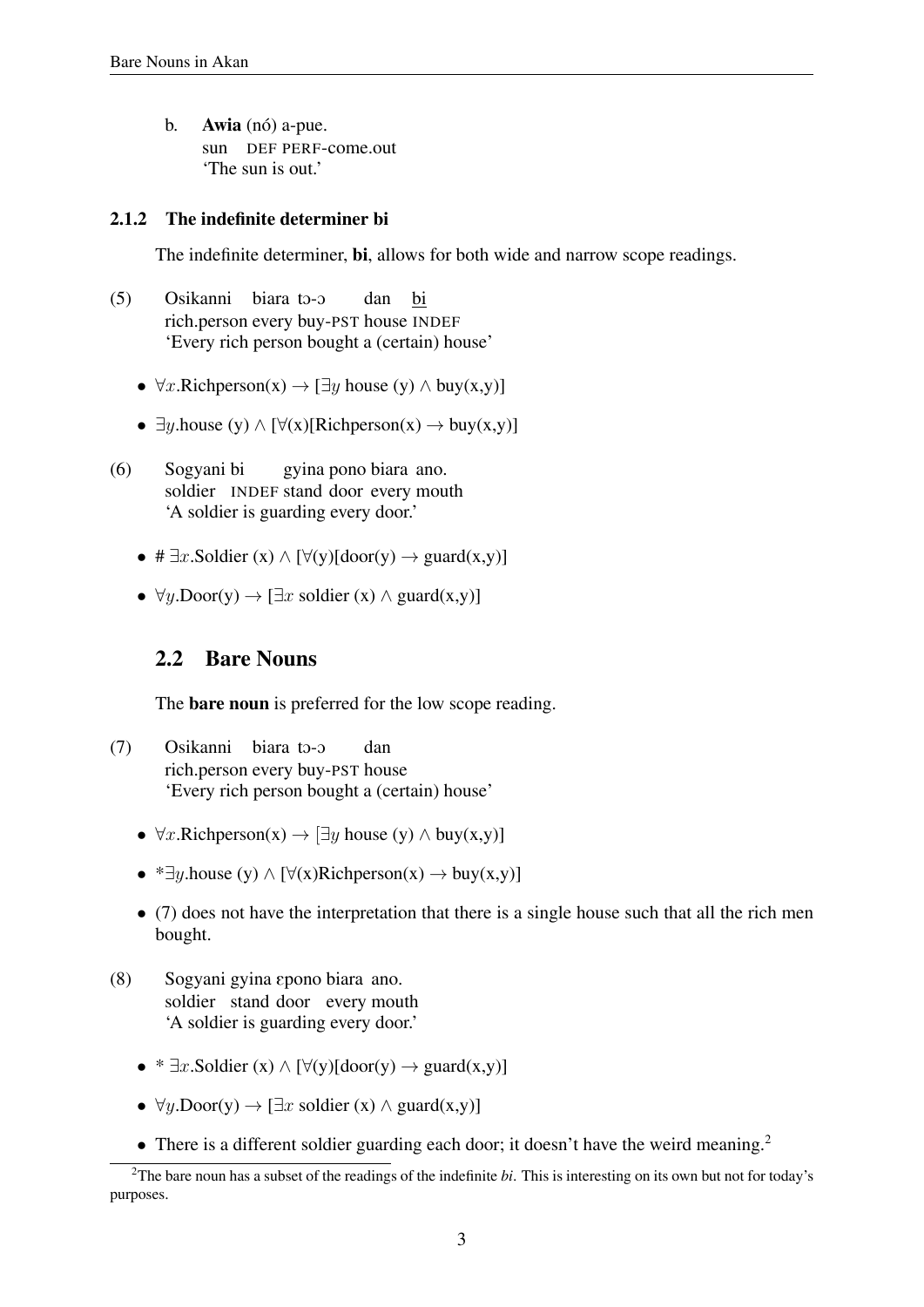b. **Awia** (nó) a-pue.
   sun DEF PERF-come.out
   'The sun is out.'

### 2.1.2 The indefinite determiner bi

The indefinite determiner, **bi**, allows for both wide and narrow scope readings.

(5) Osikanni biara tɔ-ɔ dan bi
   rich.person every buy-PST house INDEF
   'Every rich person bought a (certain) house'

- $\forall x$.Richperson(x) $\rightarrow$ [$\exists y$ house (y) $\wedge$ buy(x,y)]
- $\exists y$.house (y) $\wedge$ [$\forall$(x)[Richperson(x) $\rightarrow$ buy(x,y)]

(6) Sogyani bi gyina pono biara ano.
   soldier INDEF stand door every mouth
   'A soldier is guarding every door.'

- # $\exists x$.Soldier (x) $\wedge$ [$\forall$(y)[door(y) $\rightarrow$ guard(x,y)]
- $\forall y$.Door(y) $\rightarrow$ [$\exists x$ soldier (x) $\wedge$ guard(x,y)]

## 2.2 Bare Nouns

The **bare noun** is preferred for the low scope reading.

(7) Osikanni biara tɔ-ɔ dan
   rich.person every buy-PST house
   'Every rich person bought a (certain) house'

- $\forall x$.Richperson(x) $\rightarrow$ [$\exists y$ house (y) $\wedge$ buy(x,y)]
- *$\exists y$.house (y) $\wedge$ [$\forall$(x)Richperson(x) $\rightarrow$ buy(x,y)]
- (7) does not have the interpretation that there is a single house such that all the rich men bought.

(8) Sogyani gyina ɛpono biara ano.
   soldier stand door every mouth
   'A soldier is guarding every door.'

- * $\exists x$.Soldier (x) $\wedge$ [$\forall$(y)[door(y) $\rightarrow$ guard(x,y)]
- $\forall y$.Door(y) $\rightarrow$ [$\exists x$ soldier (x) $\wedge$ guard(x,y)]
- There is a different soldier guarding each door; it doesn't have the weird meaning.[2]

[2]The bare noun has a subset of the readings of the indefinite *bi*. This is interesting on its own but not for today's purposes.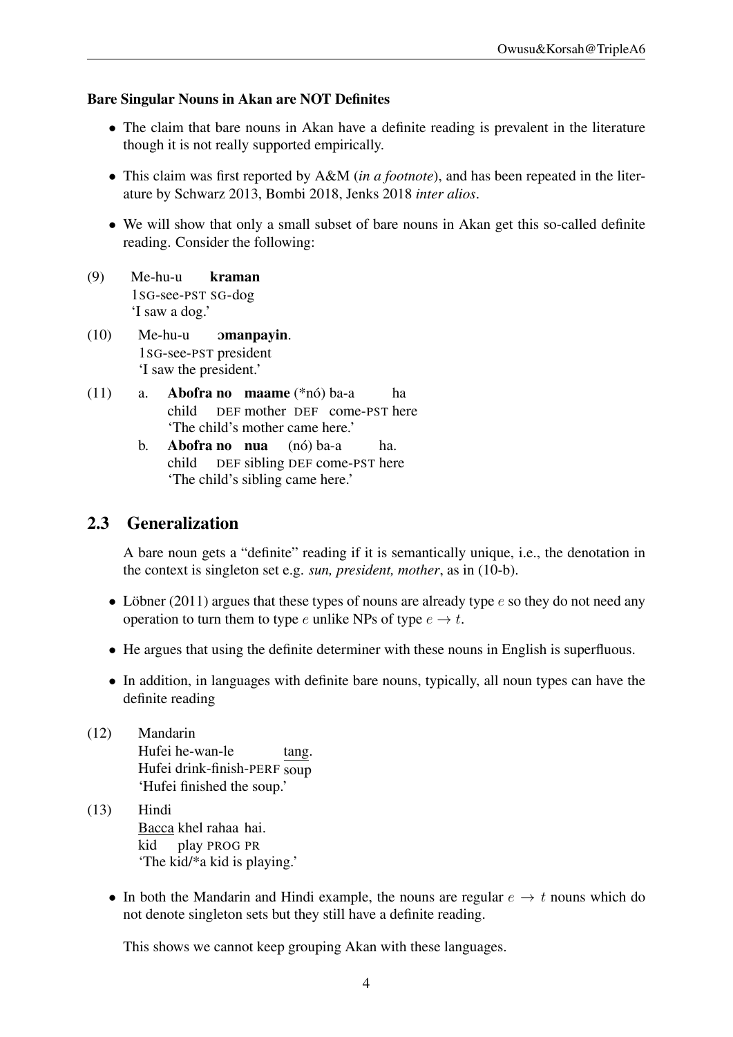**Bare Singular Nouns in Akan are NOT Definites**

- The claim that bare nouns in Akan have a definite reading is prevalent in the literature though it is not really supported empirically.
- This claim was first reported by A&M (*in a footnote*), and has been repeated in the literature by Schwarz 2013, Bombi 2018, Jenks 2018 *inter alios*.
- We will show that only a small subset of bare nouns in Akan get this so-called definite reading. Consider the following:

(9) Me-hu-u **kraman**
1SG-see-PST SG-dog
'I saw a dog.'

(10) Me-hu-u **ɔmanpayin**.
1SG-see-PST president
'I saw the president.'

(11) a. **Abofra no maame** (*nó) ba-a ha
child DEF mother DEF come-PST here
'The child's mother came here.'

b. **Abofra no nua** (nó) ba-a ha.
child DEF sibling DEF come-PST here
'The child's sibling came here.'

## 2.3 Generalization

A bare noun gets a "definite" reading if it is semantically unique, i.e., the denotation in the context is singleton set e.g. *sun, president, mother*, as in (10-b).

- Löbner (2011) argues that these types of nouns are already type $e$ so they do not need any operation to turn them to type $e$ unlike NPs of type $e \to t$.
- He argues that using the definite determiner with these nouns in English is superfluous.
- In addition, in languages with definite bare nouns, typically, all noun types can have the definite reading

(12) Mandarin
Hufei he-wan-le tang.
Hufei drink-finish-PERF soup
'Hufei finished the soup.'

(13) Hindi
Bacca khel rahaa hai.
kid play PROG PR
'The kid/*a kid is playing.'

- In both the Mandarin and Hindi example, the nouns are regular $e \to t$ nouns which do not denote singleton sets but they still have a definite reading.

This shows we cannot keep grouping Akan with these languages.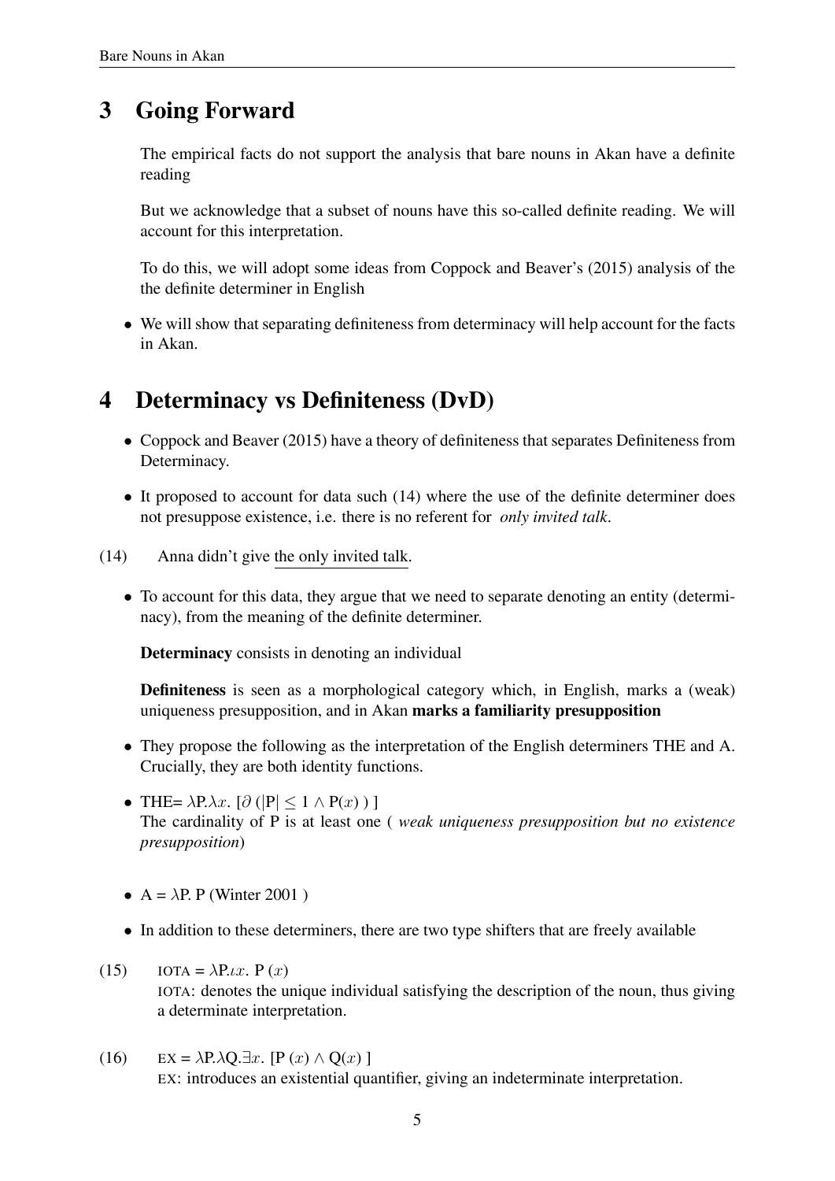## 3 Going Forward

The empirical facts do not support the analysis that bare nouns in Akan have a definite reading

But we acknowledge that a subset of nouns have this so-called definite reading. We will account for this interpretation.

To do this, we will adopt some ideas from Coppock and Beaver's (2015) analysis of the the definite determiner in English

- We will show that separating definiteness from determinacy will help account for the facts in Akan.

## 4 Determinacy vs Definiteness (DvD)

- Coppock and Beaver (2015) have a theory of definiteness that separates Definiteness from Determinacy.
- It proposed to account for data such (14) where the use of the definite determiner does not presuppose existence, i.e. there is no referent for *only invited talk*.

(14) Anna didn't give the only invited talk.

- To account for this data, they argue that we need to separate denoting an entity (determinacy), from the meaning of the definite determiner.

  **Determinacy** consists in denoting an individual

  **Definiteness** is seen as a morphological category which, in English, marks a (weak) uniqueness presupposition, and in Akan **marks a familiarity presupposition**

- They propose the following as the interpretation of the English determiners THE and A. Crucially, they are both identity functions.
- THE= $\lambda P.\lambda x.\ [\partial\ (|P| \leq 1 \wedge P(x)\ )\ ]$
  The cardinality of P is at least one ( *weak uniqueness presupposition but no existence presupposition*)
- A = $\lambda P.\ P$ (Winter 2001 )
- In addition to these determiners, there are two type shifters that are freely available

(15) IOTA = $\lambda P.\iota x.\ P\ (x)$
IOTA: denotes the unique individual satisfying the description of the noun, thus giving a determinate interpretation.

(16) EX = $\lambda P.\lambda Q.\exists x.\ [P\ (x) \wedge Q(x)\ ]$
EX: introduces an existential quantifier, giving an indeterminate interpretation.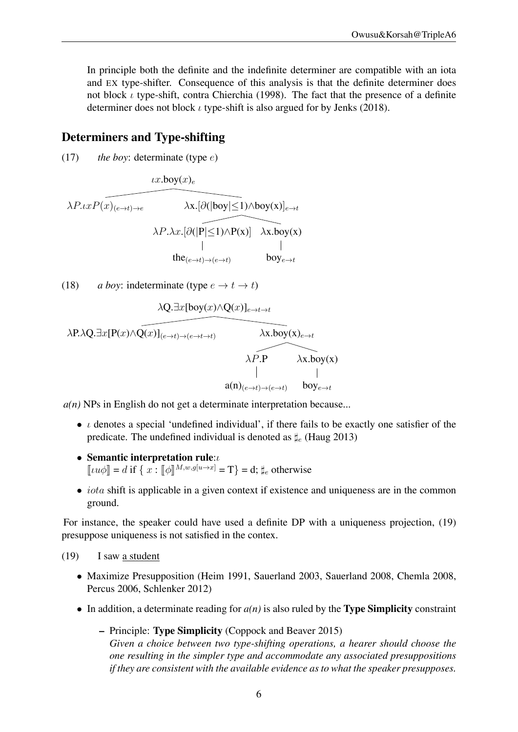In principle both the definite and the indefinite determiner are compatible with an iota and EX type-shifter. Consequence of this analysis is that the definite determiner does not block $\iota$ type-shift, contra Chierchia (1998). The fact that the presence of a definite determiner does not block $\iota$ type-shift is also argued for by Jenks (2018).

## Determiners and Type-shifting

(17) *the boy*: determinate (type $e$)

$$\iota x.\text{boy}(x)_e$$

- $\lambda P.\iota x P(x)_{(e\to t)\to e}$
- $\lambda \text{x}.[\partial(|\text{boy}|\leq 1)\wedge \text{boy(x)}]_{e\to t}$
  - $\lambda P.\lambda x.[\partial(|\text{P}|\leq 1)\wedge \text{P(x)}]$ — $\text{the}_{(e\to t)\to(e\to t)}$
  - $\lambda \text{x}.\text{boy(x)}$ — $\text{boy}_{e\to t}$

(18) *a boy*: indeterminate (type $e\to t\to t$)

$$\lambda \text{Q}.\exists x[\text{boy}(x)\wedge \text{Q}(x)]_{e\to t\to t}$$

- $\lambda \text{P}.\lambda \text{Q}.\exists x[\text{P}(x)\wedge \text{Q}(x)]_{(e\to t)\to(e\to t\to t)}$
- $\lambda \text{x}.\text{boy(x)}_{e\to t}$
  - $\lambda P.\text{P}$ — $\text{a(n)}_{(e\to t)\to(e\to t)}$
  - $\lambda \text{x}.\text{boy(x)}$ — $\text{boy}_{e\to t}$

*a(n)* NPs in English do not get a determinate interpretation because...

- $\iota$ denotes a special 'undefined individual', if there fails to be exactly one satisfier of the predicate. The undefined individual is denoted as $\sharp_e$ (Haug 2013)
- **Semantic interpretation rule**:$\iota$
  $[\![\iota u\phi]\!] = d$ if $\{\ x : [\![\phi]\!]^{M,w,g[u\to x]} = \text{T}\} = \text{d}$; $\sharp_e$ otherwise
- $iota$ shift is applicable in a given context if existence and uniqueness are in the common ground.

For instance, the speaker could have used a definite DP with a uniqueness projection, (19) presuppose uniqueness is not satisfied in the contex.

(19) I saw a student

- Maximize Presupposition (Heim 1991, Sauerland 2003, Sauerland 2008, Chemla 2008, Percus 2006, Schlenker 2012)
- In addition, a determinate reading for *a(n)* is also ruled by the **Type Simplicity** constraint
  - Principle: **Type Simplicity** (Coppock and Beaver 2015)
    *Given a choice between two type-shifting operations, a hearer should choose the one resulting in the simpler type and accommodate any associated presuppositions if they are consistent with the available evidence as to what the speaker presupposes.*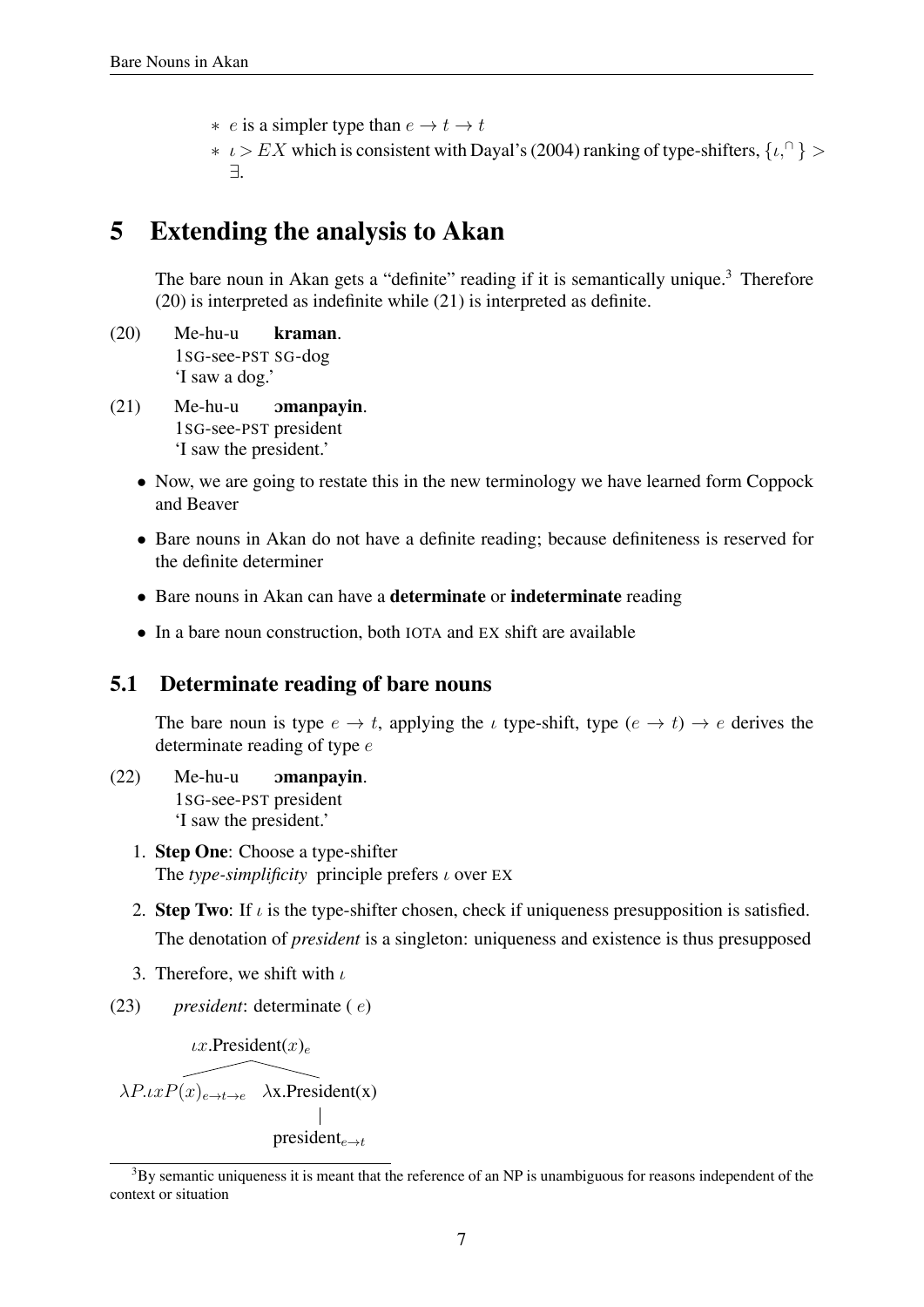* $e$ is a simpler type than $e \to t \to t$
* $\iota > EX$ which is consistent with Dayal's (2004) ranking of type-shifters, $\{\iota, ^{\cap}\} > \exists$.

# 5 Extending the analysis to Akan

The bare noun in Akan gets a "definite" reading if it is semantically unique.[3] Therefore (20) is interpreted as indefinite while (21) is interpreted as definite.

(20) Me-hu-u **kraman**.
1SG-see-PST SG-dog
'I saw a dog.'

(21) Me-hu-u **ɔmanpayin**.
1SG-see-PST president
'I saw the president.'

- Now, we are going to restate this in the new terminology we have learned form Coppock and Beaver
- Bare nouns in Akan do not have a definite reading; because definiteness is reserved for the definite determiner
- Bare nouns in Akan can have a **determinate** or **indeterminate** reading
- In a bare noun construction, both IOTA and EX shift are available

## 5.1 Determinate reading of bare nouns

The bare noun is type $e \to t$, applying the $\iota$ type-shift, type $(e \to t) \to e$ derives the determinate reading of type $e$

(22) Me-hu-u **ɔmanpayin**.
1SG-see-PST president
'I saw the president.'

1. **Step One**: Choose a type-shifter
   The *type-simplificity* principle prefers $\iota$ over EX
2. **Step Two**: If $\iota$ is the type-shifter chosen, check if uniqueness presupposition is satisfied.
   The denotation of *president* is a singleton: uniqueness and existence is thus presupposed
3. Therefore, we shift with $\iota$

(23) *president*: determinate ( $e$)

$\iota x.\text{President}(x)_e$
- $\lambda P.\iota x P(x)_{e\to t\to e}$
- $\lambda$x.President(x)
  - president$_{e\to t}$

[3]By semantic uniqueness it is meant that the reference of an NP is unambiguous for reasons independent of the context or situation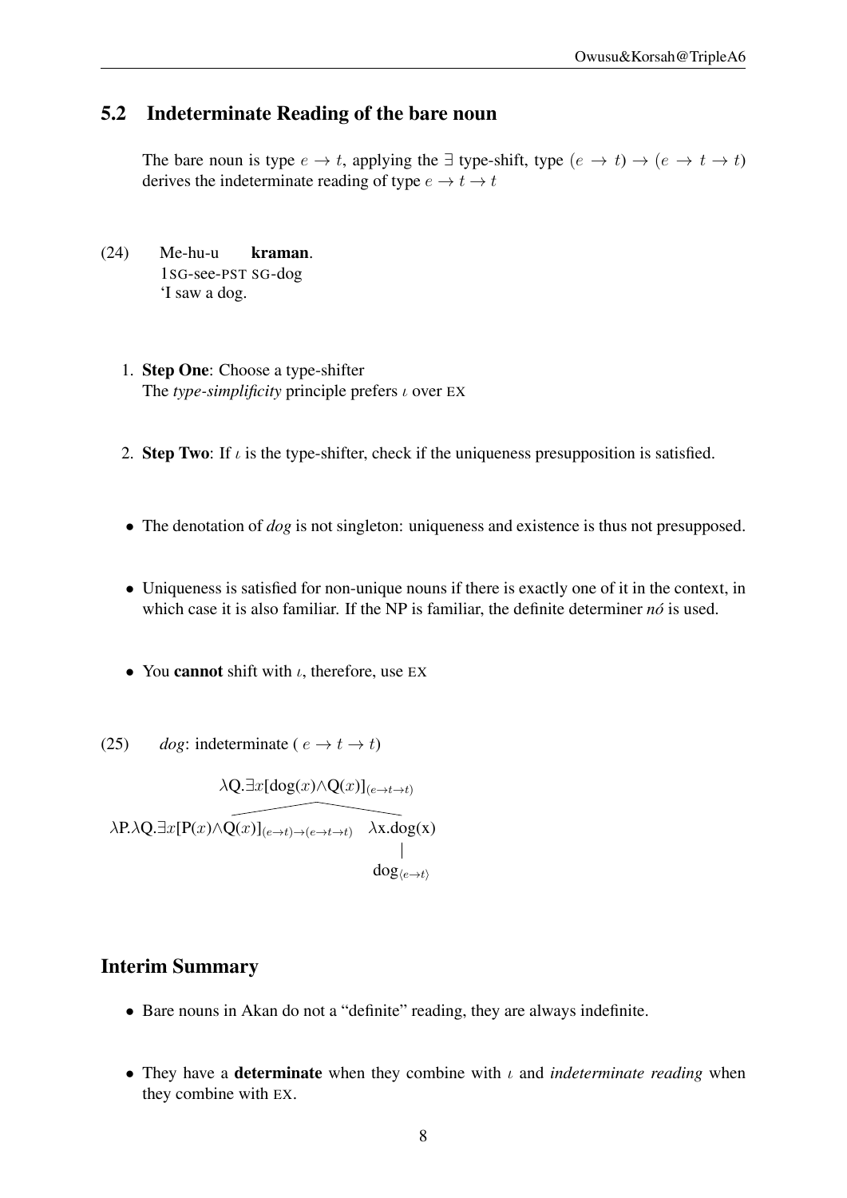## 5.2 Indeterminate Reading of the bare noun

The bare noun is type $e \rightarrow t$, applying the $\exists$ type-shift, type $(e \rightarrow t) \rightarrow (e \rightarrow t \rightarrow t)$ derives the indeterminate reading of type $e \rightarrow t \rightarrow t$

(24) Me-hu-u **kraman**.
1SG-see-PST SG-dog
'I saw a dog.

1. **Step One**: Choose a type-shifter
   The *type-simplificity* principle prefers $\iota$ over EX

2. **Step Two**: If $\iota$ is the type-shifter, check if the uniqueness presupposition is satisfied.

- The denotation of *dog* is not singleton: uniqueness and existence is thus not presupposed.

- Uniqueness is satisfied for non-unique nouns if there is exactly one of it in the context, in which case it is also familiar. If the NP is familiar, the definite determiner *nó* is used.

- You **cannot** shift with $\iota$, therefore, use EX

(25) *dog*: indeterminate ( $e \rightarrow t \rightarrow t$)

$$\lambda Q.\exists x[\text{dog}(x) \wedge Q(x)]_{(e \rightarrow t \rightarrow t)}$$

$$\lambda P.\lambda Q.\exists x[P(x) \wedge Q(x)]_{(e \rightarrow t) \rightarrow (e \rightarrow t \rightarrow t)} \quad \lambda x.\text{dog}(x)$$

$$\text{dog}_{\langle e \rightarrow t \rangle}$$

## Interim Summary

- Bare nouns in Akan do not a "definite" reading, they are always indefinite.

- They have a **determinate** when they combine with $\iota$ and *indeterminate reading* when they combine with EX.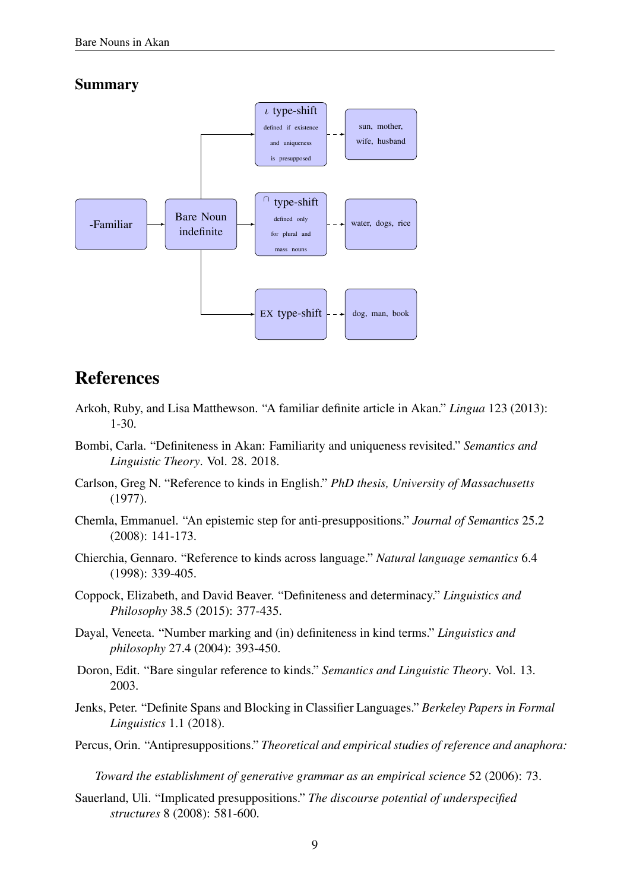## Summary

-Familiar → Bare Noun indefinite

- $\iota$ type-shift (defined if existence and uniqueness is presupposed) → sun, mother, wife, husband
- $^{\cap}$ type-shift (defined only for plural and mass nouns) → water, dogs, rice
- EX type-shift → dog, man, book

# References

Arkoh, Ruby, and Lisa Matthewson. "A familiar definite article in Akan." *Lingua* 123 (2013): 1-30.

Bombi, Carla. "Definiteness in Akan: Familiarity and uniqueness revisited." *Semantics and Linguistic Theory*. Vol. 28. 2018.

Carlson, Greg N. "Reference to kinds in English." *PhD thesis, University of Massachusetts* (1977).

Chemla, Emmanuel. "An epistemic step for anti-presuppositions." *Journal of Semantics* 25.2 (2008): 141-173.

Chierchia, Gennaro. "Reference to kinds across language." *Natural language semantics* 6.4 (1998): 339-405.

Coppock, Elizabeth, and David Beaver. "Definiteness and determinacy." *Linguistics and Philosophy* 38.5 (2015): 377-435.

Dayal, Veneeta. "Number marking and (in) definiteness in kind terms." *Linguistics and philosophy* 27.4 (2004): 393-450.

Doron, Edit. "Bare singular reference to kinds." *Semantics and Linguistic Theory*. Vol. 13. 2003.

Jenks, Peter. "Definite Spans and Blocking in Classifier Languages." *Berkeley Papers in Formal Linguistics* 1.1 (2018).

Percus, Orin. "Antipresuppositions." *Theoretical and empirical studies of reference and anaphora: Toward the establishment of generative grammar as an empirical science* 52 (2006): 73.

Sauerland, Uli. "Implicated presuppositions." *The discourse potential of underspecified structures* 8 (2008): 581-600.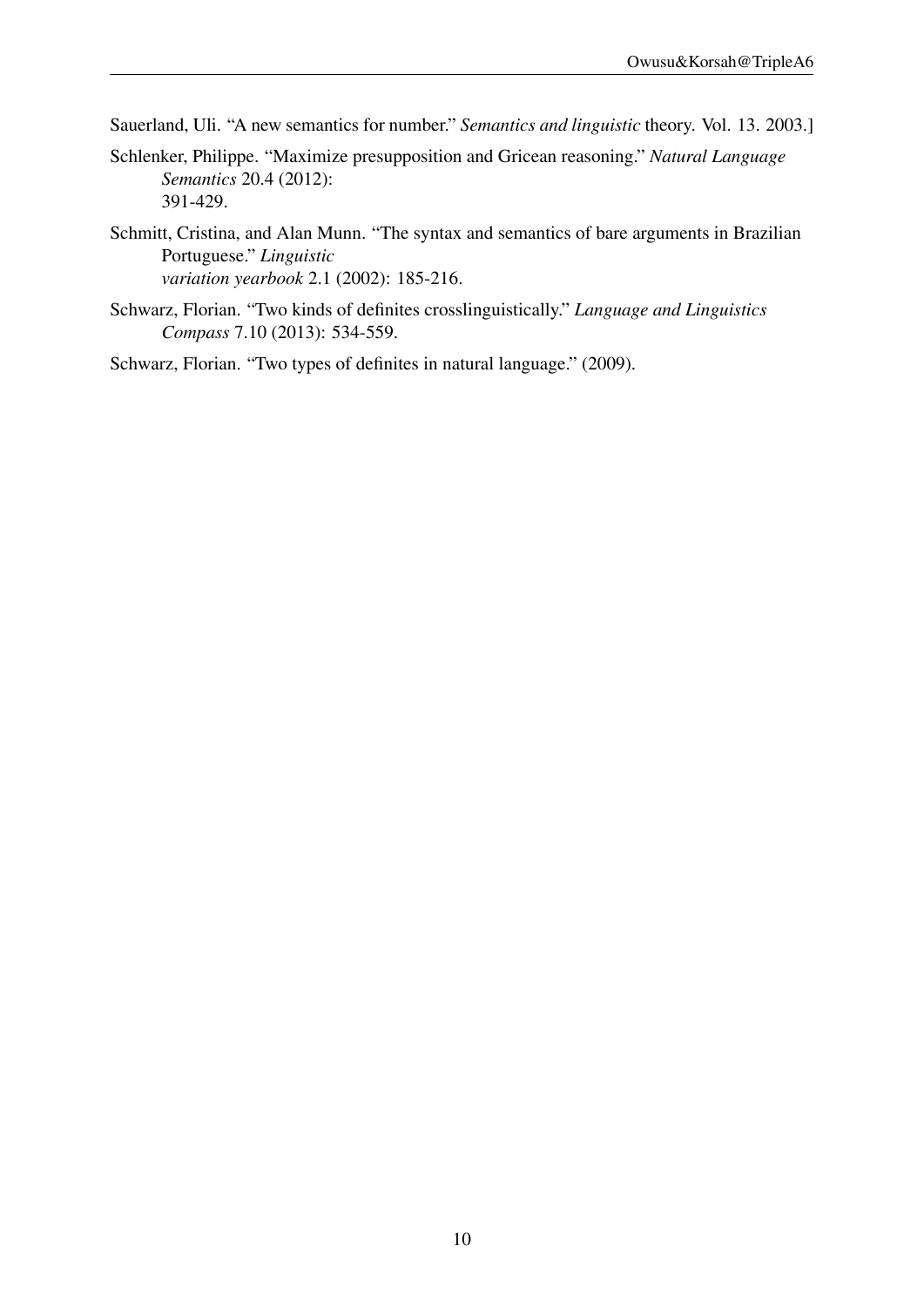Sauerland, Uli. "A new semantics for number." *Semantics and linguistic* theory. Vol. 13. 2003.]

Schlenker, Philippe. "Maximize presupposition and Gricean reasoning." *Natural Language Semantics* 20.4 (2012): 391-429.

Schmitt, Cristina, and Alan Munn. "The syntax and semantics of bare arguments in Brazilian Portuguese." *Linguistic variation yearbook* 2.1 (2002): 185-216.

Schwarz, Florian. "Two kinds of definites crosslinguistically." *Language and Linguistics Compass* 7.10 (2013): 534-559.

Schwarz, Florian. "Two types of definites in natural language." (2009).